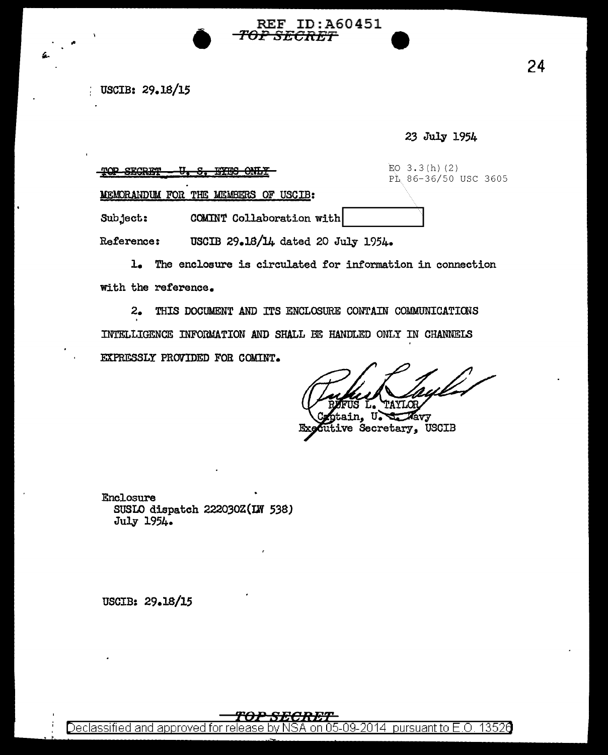USCIB: 29.18/15

23 July 1954

~~TOP SECRET - U. S. EYES ONLY~~

EO 3.3(h)(2)
PL 86-36/50 USC 3605

MEMORANDUM FOR THE MEMBERS OF USCIB:

Subject: COMINT Collaboration with [ ]

Reference: USCIB 29.18/14 dated 20 July 1954.

1. The enclosure is circulated for information in connection with the reference.

2. THIS DOCUMENT AND ITS ENCLOSURE CONTAIN COMMUNICATIONS INTELLIGENCE INFORMATION AND SHALL BE HANDLED ONLY IN CHANNELS EXPRESSLY PROVIDED FOR COMINT.

RUFUS L. TAYLOR
Captain, U. S. Navy
Executive Secretary, USCIB

Enclosure
SUSLO dispatch 222030Z(LW 538)
July 1954.

USCIB: 29.18/15

TOP SECRET

Declassified and approved for release by NSA on 05-09-2014 pursuant to E.O. 13526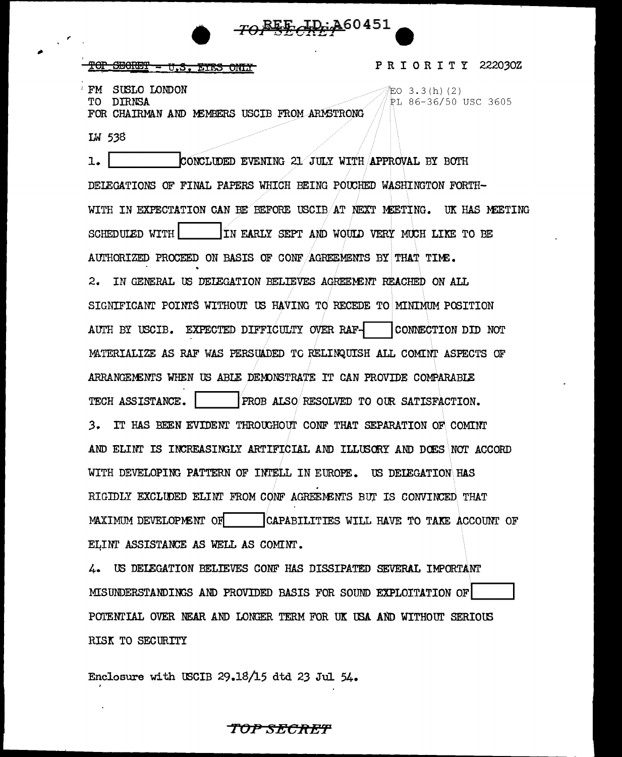REF ID:A60451

TOP SECRET - U.S. EYES ONLY

PRIORITY 222030Z

FM SUSLO LONDON
TO DIRNSA
FOR CHAIRMAN AND MEMBERS USCIB FROM ARMSTRONG

EO 3.3(h)(2)
PL 86-36/50 USC 3605

LW 538

1. [ ] CONCLUDED EVENING 21 JULY WITH APPROVAL BY BOTH DELEGATIONS OF FINAL PAPERS WHICH BEING POUCHED WASHINGTON FORTHWITH IN EXPECTATION CAN BE BEFORE USCIB AT NEXT MEETING. UK HAS MEETING SCHEDULED WITH [ ] IN EARLY SEPT AND WOULD VERY MUCH LIKE TO BE AUTHORIZED PROCEED ON BASIS OF CONF AGREEMENTS BY THAT TIME.

2. IN GENERAL US DELEGATION BELIEVES AGREEMENT REACHED ON ALL SIGNIFICANT POINTS WITHOUT US HAVING TO RECEDE TO MINIMUM POSITION AUTH BY USCIB. EXPECTED DIFFICULTY OVER RAF-[ ] CONNECTION DID NOT MATERIALIZE AS RAF WAS PERSUADED TO RELINQUISH ALL COMINT ASPECTS OF ARRANGEMENTS WHEN US ABLE DEMONSTRATE IT CAN PROVIDE COMPARABLE TECH ASSISTANCE. [ ] PROB ALSO RESOLVED TO OUR SATISFACTION.

3. IT HAS BEEN EVIDENT THROUGHOUT CONF THAT SEPARATION OF COMINT AND ELINT IS INCREASINGLY ARTIFICIAL AND ILLUSORY AND DOES NOT ACCORD WITH DEVELOPING PATTERN OF INTELL IN EUROPE. US DELEGATION HAS RIGIDLY EXCLUDED ELINT FROM CONF AGREEMENTS BUT IS CONVINCED THAT MAXIMUM DEVELOPMENT OF [ ] CAPABILITIES WILL HAVE TO TAKE ACCOUNT OF ELINT ASSISTANCE AS WELL AS COMINT.

4. US DELEGATION BELIEVES CONF HAS DISSIPATED SEVERAL IMPORTANT MISUNDERSTANDINGS AND PROVIDED BASIS FOR SOUND EXPLOITATION OF [ ] POTENTIAL OVER NEAR AND LONGER TERM FOR UK USA AND WITHOUT SERIOUS RISK TO SECURITY

Enclosure with USCIB 29.18/15 dtd 23 Jul 54.

TOP SECRET